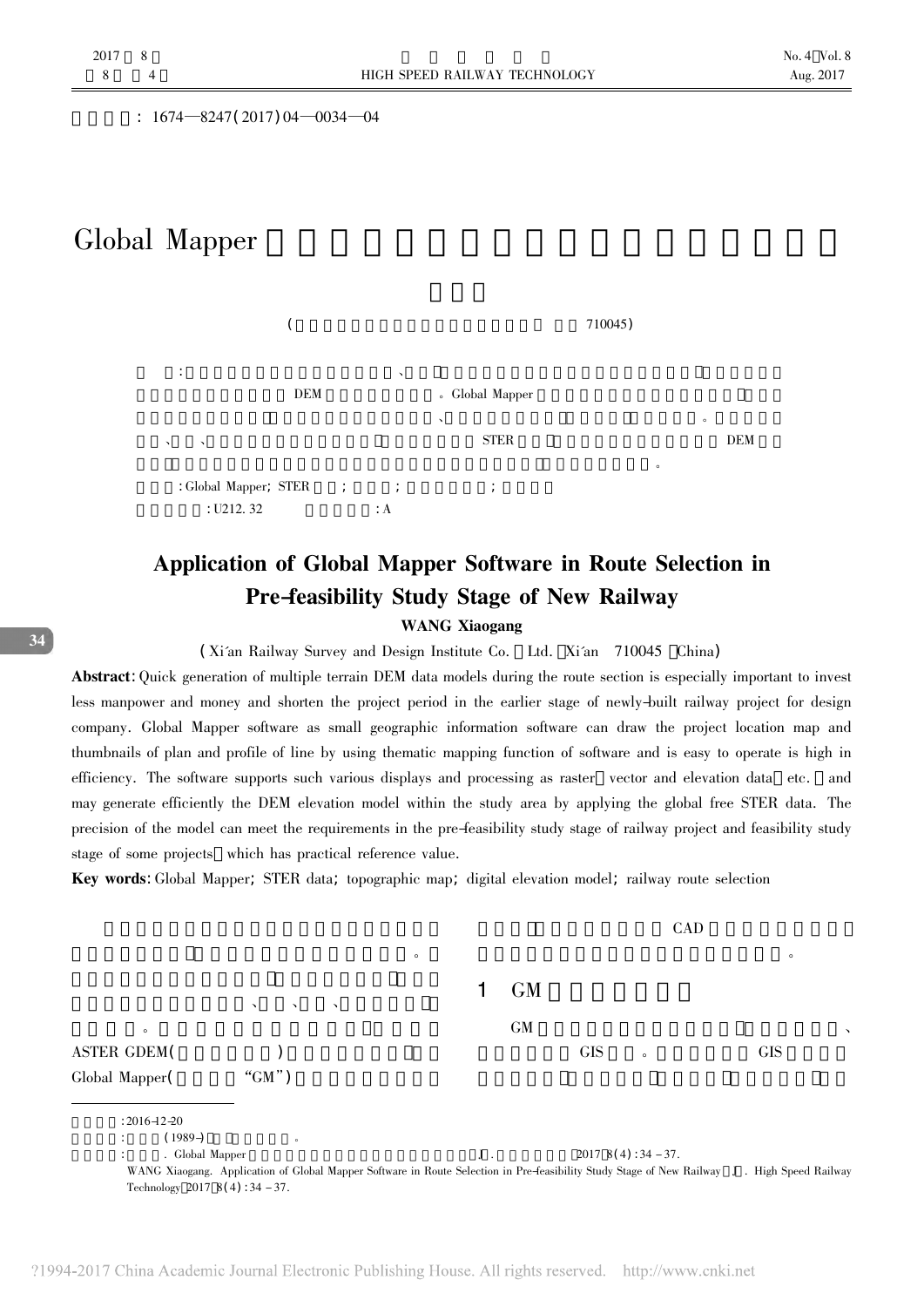文章编号: 1674—8247(2017)04—0034—04

# Global Mapper

(                                    710045)

: 、 DEM 。Global Mapper 、 。 、 、 STER DEM 。

: Global Mapper; STER ; ; ;

: U212.32　　　　: A

## Application of Global Mapper Software in Route Selection in Pre-feasibility Study Stage of New Railway

**WANG Xiaogang**

(Xi'an Railway Survey and Design Institute Co. Ltd. Xi'an 710045 China)

**Abstract**: Quick generation of multiple terrain DEM data models during the route section is especially important to invest less manpower and money and shorten the project period in the earlier stage of newly-built railway project for design company. Global Mapper software as small geographic information software can draw the project location map and thumbnails of plan and profile of line by using thematic mapping function of software and is easy to operate is high in efficiency. The software supports such various displays and processing as raster vector and elevation data etc. and may generate efficiently the DEM elevation model within the study area by applying the global free STER data. The precision of the model can meet the requirements in the pre-feasibility study stage of railway project and feasibility study stage of some projects which has practical reference value.

**Key words**: Global Mapper; STER data; topographic map; digital elevation model; railway route selection

。 、 、 、 。 ASTER GDEM( ) Global Mapper( "GM") CAD 。

## 1 GM

GM 、 GIS 。 GIS

---

:2016-12-20

: (1989-) 。

: . Global Mapper [J]. 2017 8(4):34-37.

WANG Xiaogang. Application of Global Mapper Software in Route Selection in Pre-feasibility Study Stage of New Railway[J]. High Speed Railway Technology 2017 8(4):34-37.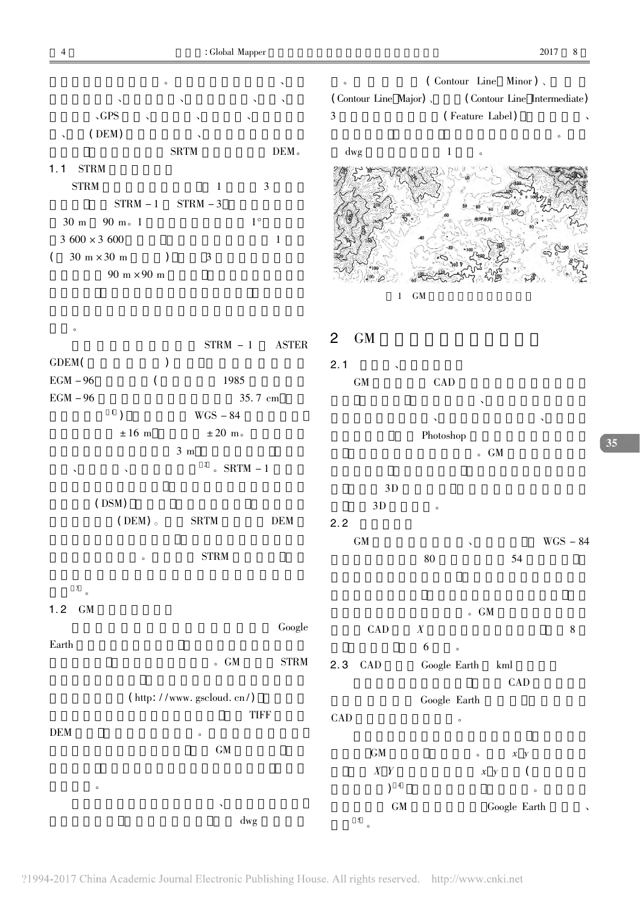。、
、、、、
、GPS 、、、
、(DEM) 、
SRTM DEM。

### 1.1 STRM

STRM 1 3
STRM－1 STRM－3
30 m 90 m。1 1°
3 600×3 600 1
(30 m×30 m) 3
90 m×90 m

。

STRM－1 ASTER GDEM() EGM－96 ( 1985 EGM－96 35.7 cm [1]) WGS－84 ±16 m ±20 m。3 m 、、[2]。SRTM－1 (DSM) (DEM)。SRTM DEM 。STRM [3]。

### 1.2 GM

Google Earth 。GM STRM (http://www.gscloud.cn/) TIFF DEM 。GM 。

、 dwg 。(Contour Line Minor)、(Contour Line Major)、(Contour Line Intermediate) 3 (Feature Label) 、 。dwg 1 。

1 GM

## 2 GM

### 2.1 、

GM CAD 、 、、 Photoshop 。GM 3D 3D 。

### 2.2

GM 、 WGS－84 80 54 。GM CAD X 8 6 。

### 2.3 CAD Google Earth kml

CAD Google Earth CAD 。

GM 。x y X Y x y ( )[4] 。GM Google Earth 、[5]。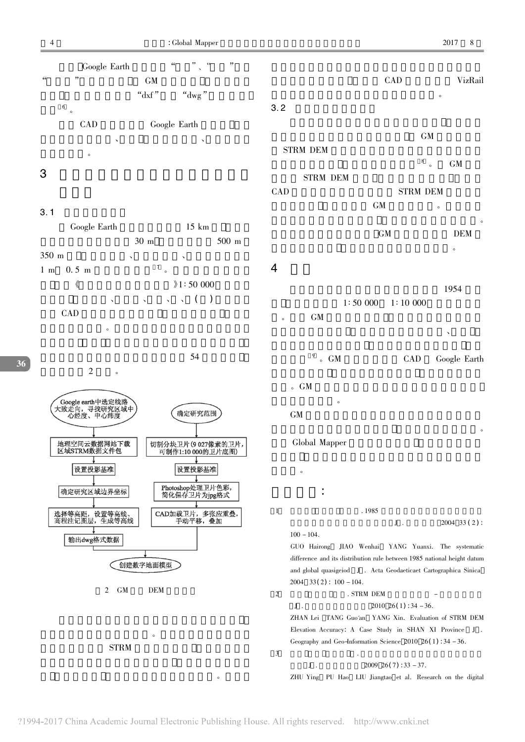Google Earth “ ”、“ ”
“ ” GM
“dxf” “dwg”
[6]。

CAD Google Earth
、 、
。

## 3

### 3.1

Google Earth 15 km
30 m 500 m
350 m 、 、
1 m 0.5 m [7]。

《 》1∶50 000
、 、 、 、( )
CAD

。

54

2 。

Google earth中选定线路大致走向，寻找研究区域中心经度、中心纬度

地理空间云数据网站下载区域STRM数据文件包

设置投影基准

确定研究区域边界坐标

选择等高距，设置等高线、高程注记图层，生成等高线

输出dwg格式数据

确定研究范围

切割分块卫片(9 027像素的卫片，可制作1:10 000的卫片底图)

设置投影基准

Photoshop处理卫片色彩，简化保存卫片为jpg格式

CAD加载卫片，多张应重叠，手动平移，叠加

创建数字地面模型

图 2 GM DEM

。
STRM

。

CAD VizRail
。

### 3.2

GM
STRM DEM
[8]。 GM
STRM DEM
CAD STRM DEM
GM 。
。
GM DEM
。

## 4

1954
1∶50 000 1∶10 000
。 GM
、
[9]。GM CAD Google Earth
。GM
。

GM
。
Global Mapper
。

## 参考文献：

[1] . 1985
[J]. 2004 33(2):100－104.
GUO Hairong JIAO Wenhai YANG Yuanxi. The systematic difference and its distribution rule between 1985 national height datum and global quasigeoid [J]. Acta Geodaeticaet Cartographica Sinica 2004 33(2): 100－104.

[2] . STRM DEM －
[J]. 2010 26(1):34－36.
ZHAN Lei TANG Guo′an YANG Xin. Evaluation of STRM DEM Elevation Accuracy: A Case Study in SHAN XI Province [J]. Geography and Geo-Information Science 2010 26(1):34－36.

[3] .
[J]. 2009 26(7):33－37.
ZHU Ying PU Hao LIU Jiangtao et al. Research on the digital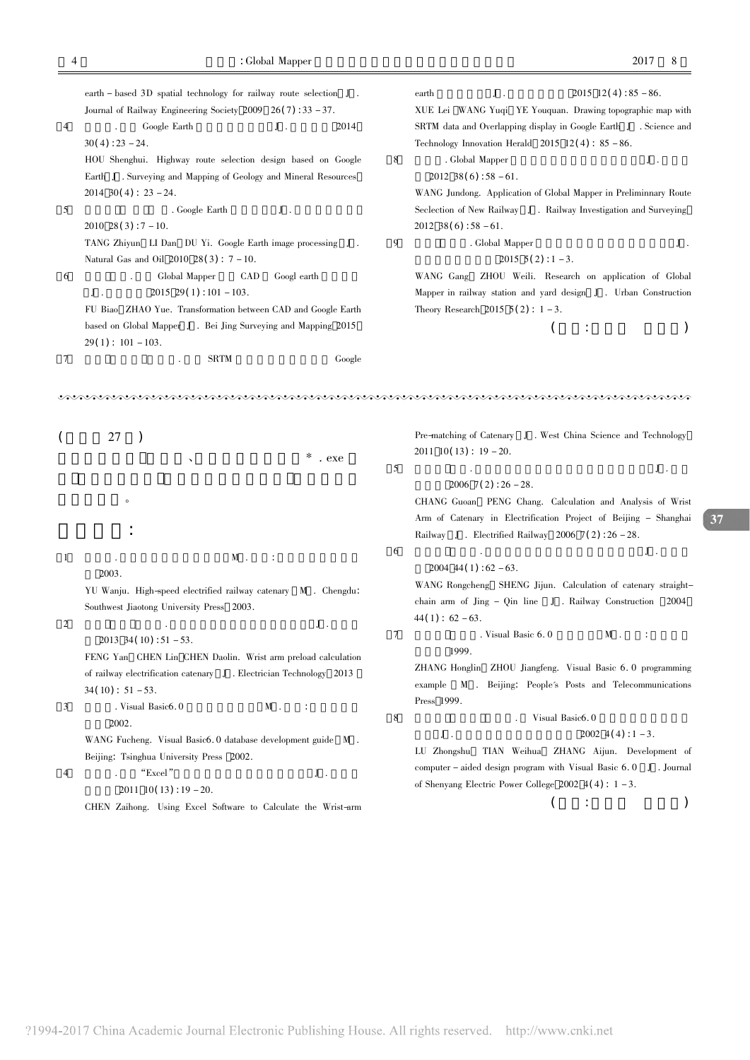earth – based 3D spatial technology for railway route selection J . Journal of Railway Engineering Society 2009 26(7):33 – 37.

4 . Google Earth J . 2014 30(4):23 – 24.

HOU Shenghui. Highway route selection design based on Google Earth J . Surveying and Mapping of Geology and Mineral Resources 2014 30(4): 23 – 24.

5 . Google Earth J . 2010 28(3):7 – 10.

TANG Zhiyun LI Dan DU Yi. Google Earth image processing J . Natural Gas and Oil 2010 28(3): 7 – 10.

6 . Global Mapper CAD Googl earth J . 2015 29(1):101 – 103.

FU Biao ZHAO Yue. Transformation between CAD and Google Earth based on Global Mapper J . Bei Jing Surveying and Mapping 2015 29(1): 101 – 103.

7 . SRTM Google earth J . 2015 12(4):85 – 86.

XUE Lei WANG Yuqi YE Youquan. Drawing topographic map with SRTM data and Overlapping display in Google Earth J . Science and Technology Innovation Herald 2015 12(4): 85 – 86.

8 . Global Mapper J . 2012 38(6):58 – 61.

WANG Jundong. Application of Global Mapper in Preliminnary Route Seclection of New Railway J . Railway Investigation and Surveying 2012 38(6):58 – 61.

9 . Global Mapper J . 2015 5(2):1 – 3.

WANG Gang ZHOU Weili. Research on application of Global Mapper in railway station and yard design J . Urban Construction Theory Research 2015 5(2): 1 – 3.

( : )

---

( 27 )

、 * . exe

。

## :

1 . M . : 2003.

YU Wanju. High-speed electrified railway catenary M . Chengdu: Southwest Jiaotong University Press 2003.

2 . J . 2013 34(10):51 – 53.

FENG Yan CHEN Lin CHEN Daolin. Wrist arm preload calculation of railway electrification catenary J . Electrician Technology 2013 34(10): 51 – 53.

3 . Visual Basic6.0 M . : 2002.

WANG Fucheng. Visual Basic6.0 database development guide M . Beijing: Tsinghua University Press 2002.

4 . "Excel" J . 2011 10(13):19 – 20.

CHEN Zaihong. Using Excel Software to Calculate the Wrist-arm Pre-matching of Catenary J . West China Science and Technology 2011 10(13): 19 – 20.

5 . J . 2006 7(2):26 – 28.

CHANG Guoan PENG Chang. Calculation and Analysis of Wrist Arm of Catenary in Electrification Project of Beijing – Shanghai Railway J . Electrified Railway 2006 7(2):26 – 28.

6 . J . 2004 44(1):62 – 63.

WANG Rongcheng SHENG Jijun. Calculation of catenary straight-chain arm of Jing – Qin line J . Railway Construction 2004 44(1): 62 – 63.

7 . Visual Basic 6.0 M . : 1999.

ZHANG Honglin ZHOU Jiangfeng. Visual Basic 6.0 programming example M . Beijing: People's Posts and Telecommunications Press 1999.

8 . Visual Basic6.0 J . 2002 4(4):1 – 3.

LU Zhongshu TIAN Weihua ZHANG Aijun. Development of computer – aided design program with Visual Basic 6.0 J . Journal of Shenyang Electric Power College 2002 4(4): 1 – 3.

( : )